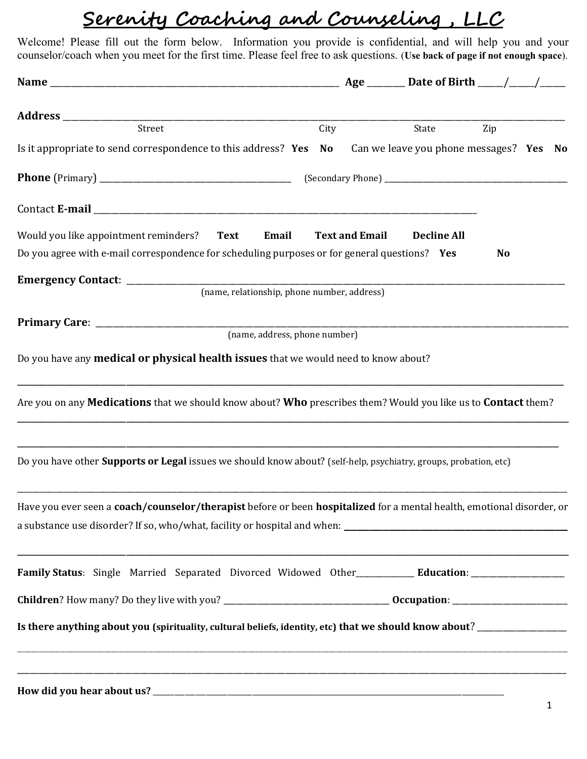# Serenity Coaching and Counseling , LLC

Welcome! Please fill out the form below. Information you provide is confidential, and will help you and your counselor/coach when you meet for the first time. Please feel free to ask questions. (**Use back of page if not enough space**).

**Name** ______________________________________________ **Age** ________ **Date of Birth** _____/_____/_____

**Address** ____________________________________________________________________________________

Street City State Zip

Is it appropriate to send correspondence to this address? **Yes No** Can we leave you phone messages? **Yes No**

**Phone** (Primary) __________________________________ (Secondary Phone) __________________________________

Contact **E-mail** ______________________________________________________________________

Would you like appointment reminders? **Text Email Text and Email Decline All**

Do you agree with e-mail correspondence for scheduling purposes or for general questions? **Yes No**

**Emergency Contact**: ____________________________________________________________________________

(name, relationship, phone number, address)

**Primary Care**: ________________________________________________________________________________

(name, address, phone number)

Do you have any **medical or physical health issues** that we would need to know about?

____________________________________________________________________________________________

Are you on any **Medications** that we should know about? **Who** prescribes them? Would you like us to **Contact** them?

____________________________________________________________________________________________

____________________________________________________________________________________________

Do you have other **Supports or Legal** issues we should know about? (self-help, psychiatry, groups, probation, etc)

____________________________________________________________________________________________

Have you ever seen a **coach/counselor/therapist** before or been **hospitalized** for a mental health, emotional disorder, or a substance use disorder? If so, who/what, facility or hospital and when: ______________________________

____________________________________________________________________________________________

**Family Status**: Single Married Separated Divorced Widowed Other____________ **Education**: ____________________

**Children**? How many? Do they live with you? ______________________________ **Occupation**: ____________________

**Is there anything about you (spirituality, cultural beliefs, identity, etc) that we should know about**? ________________

____________________________________________________________________________________________

____________________________________________________________________________________________

**How did you hear about us?** ______________________________________________________________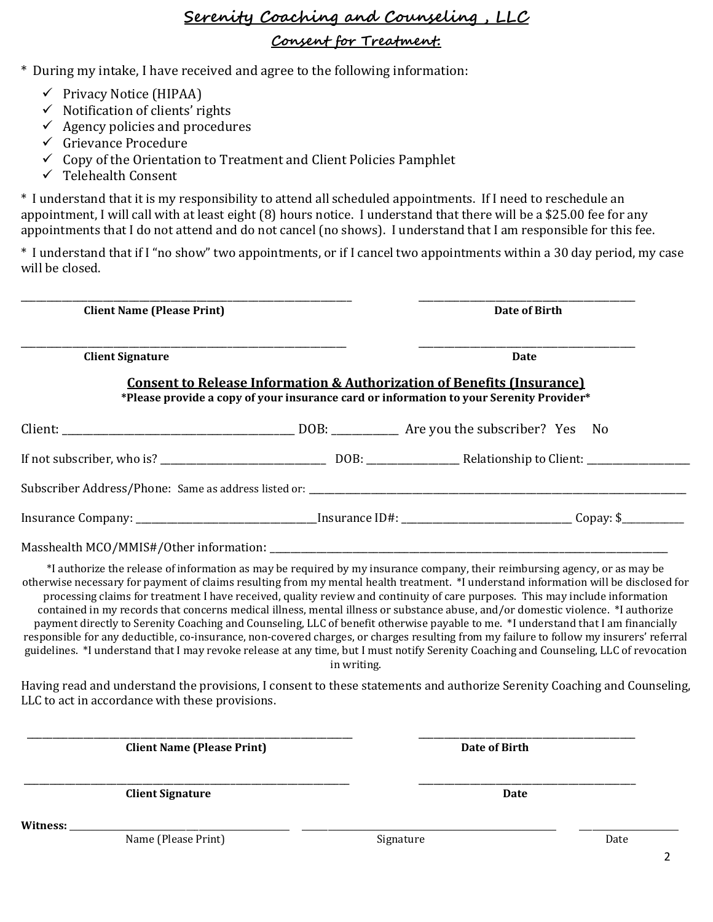# Serenity Coaching and Counseling , LLC

## Consent for Treatment:

* During my intake, I have received and agree to the following information:

- ✓ Privacy Notice (HIPAA)
- ✓ Notification of clients' rights
- ✓ Agency policies and procedures
- ✓ Grievance Procedure
- ✓ Copy of the Orientation to Treatment and Client Policies Pamphlet
- ✓ Telehealth Consent

* I understand that it is my responsibility to attend all scheduled appointments. If I need to reschedule an appointment, I will call with at least eight (8) hours notice. I understand that there will be a $25.00 fee for any appointments that I do not attend and do not cancel (no shows). I understand that I am responsible for this fee.

* I understand that if I "no show" two appointments, or if I cancel two appointments within a 30 day period, my case will be closed.

________________________________________ ________________________
**Client Name (Please Print)** **Date of Birth**

________________________________________ ________________________
**Client Signature** **Date**

## Consent to Release Information & Authorization of Benefits (Insurance)

**\*Please provide a copy of your insurance card or information to your Serenity Provider\***

Client: ______________________________ DOB: __________ Are you the subscriber? Yes No

If not subscriber, who is? ______________________ DOB: ____________ Relationship to Client: ______________

Subscriber Address/Phone: Same as address listed or: ________________________________________________

Insurance Company: ________________________Insurance ID#: ______________________ Copay: $__________

Masshealth MCO/MMIS#/Other information: _____________________________________________________

*I authorize the release of information as may be required by my insurance company, their reimbursing agency, or as may be otherwise necessary for payment of claims resulting from my mental health treatment. *I understand information will be disclosed for processing claims for treatment I have received, quality review and continuity of care purposes. This may include information contained in my records that concerns medical illness, mental illness or substance abuse, and/or domestic violence. *I authorize payment directly to Serenity Coaching and Counseling, LLC of benefit otherwise payable to me. *I understand that I am financially responsible for any deductible, co-insurance, non-covered charges, or charges resulting from my failure to follow my insurers' referral guidelines. *I understand that I may revoke release at any time, but I must notify Serenity Coaching and Counseling, LLC of revocation in writing.

Having read and understand the provisions, I consent to these statements and authorize Serenity Coaching and Counseling, LLC to act in accordance with these provisions.

________________________________________ ________________________
**Client Name (Please Print)** **Date of Birth**

________________________________________ ________________________
**Client Signature** **Date**

**Witness:** ______________________________ ______________________________ ______________
Name (Please Print) Signature Date